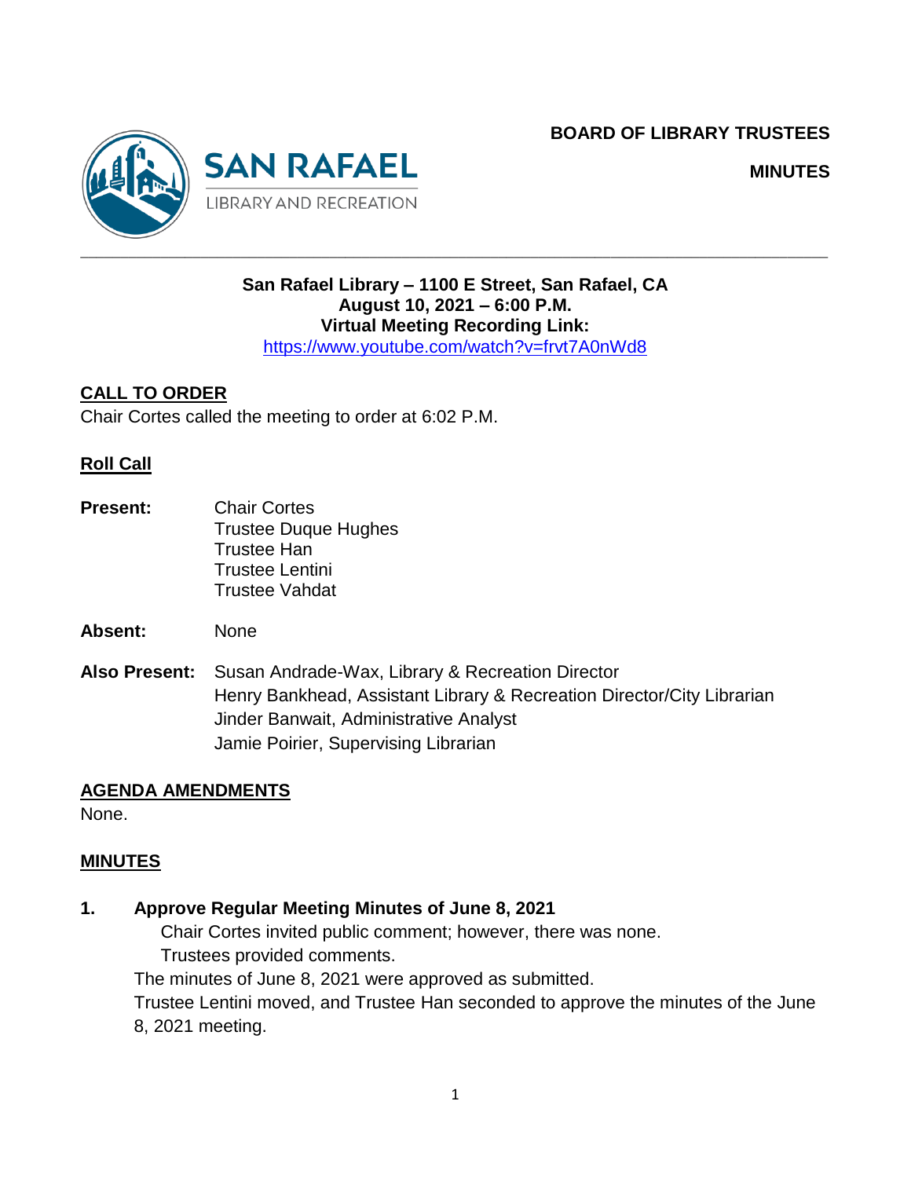# BOARD OF LIBRARY TRUSTEES

## MINUTES

**San Rafael Library – 1100 E Street, San Rafael, CA**
**August 10, 2021 – 6:00 P.M.**
**Virtual Meeting Recording Link:**
https://www.youtube.com/watch?v=frvt7A0nWd8

## CALL TO ORDER

Chair Cortes called the meeting to order at 6:02 P.M.

### Roll Call

**Present:** Chair Cortes
Trustee Duque Hughes
Trustee Han
Trustee Lentini
Trustee Vahdat

**Absent:** None

**Also Present:** Susan Andrade-Wax, Library & Recreation Director
Henry Bankhead, Assistant Library & Recreation Director/City Librarian
Jinder Banwait, Administrative Analyst
Jamie Poirier, Supervising Librarian

## AGENDA AMENDMENTS

None.

## MINUTES

**1. Approve Regular Meeting Minutes of June 8, 2021**

Chair Cortes invited public comment; however, there was none.
Trustees provided comments.

The minutes of June 8, 2021 were approved as submitted.
Trustee Lentini moved, and Trustee Han seconded to approve the minutes of the June 8, 2021 meeting.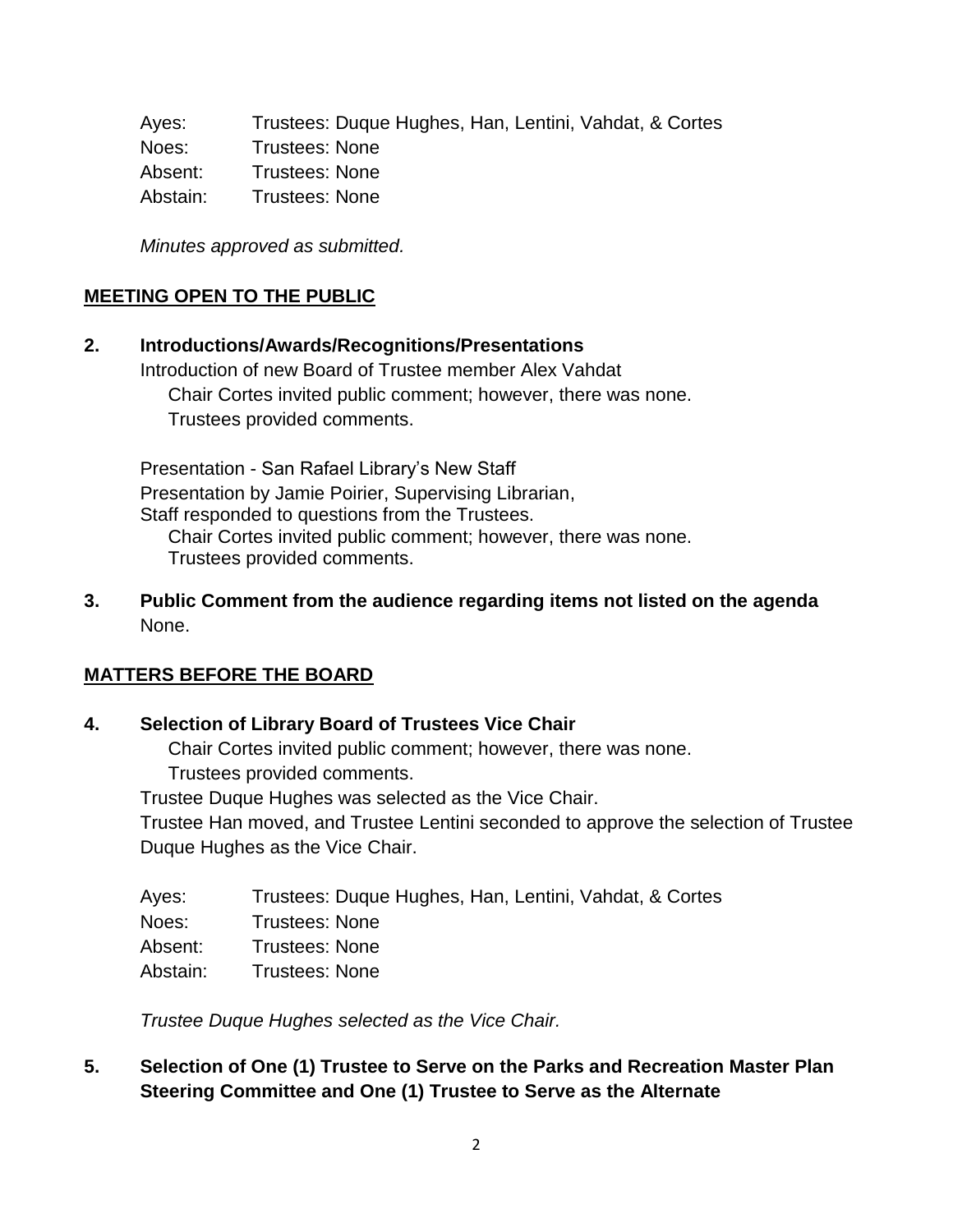| | |
|---|---|
| Ayes: | Trustees: Duque Hughes, Han, Lentini, Vahdat, & Cortes |
| Noes: | Trustees: None |
| Absent: | Trustees: None |
| Abstain: | Trustees: None |

*Minutes approved as submitted.*

## MEETING OPEN TO THE PUBLIC

**2. Introductions/Awards/Recognitions/Presentations**

Introduction of new Board of Trustee member Alex Vahdat

Chair Cortes invited public comment; however, there was none.

Trustees provided comments.

Presentation - San Rafael Library's New Staff

Presentation by Jamie Poirier, Supervising Librarian,

Staff responded to questions from the Trustees.

Chair Cortes invited public comment; however, there was none.

Trustees provided comments.

**3. Public Comment from the audience regarding items not listed on the agenda**

None.

## MATTERS BEFORE THE BOARD

**4. Selection of Library Board of Trustees Vice Chair**

Chair Cortes invited public comment; however, there was none.

Trustees provided comments.

Trustee Duque Hughes was selected as the Vice Chair.

Trustee Han moved, and Trustee Lentini seconded to approve the selection of Trustee Duque Hughes as the Vice Chair.

| | |
|---|---|
| Ayes: | Trustees: Duque Hughes, Han, Lentini, Vahdat, & Cortes |
| Noes: | Trustees: None |
| Absent: | Trustees: None |
| Abstain: | Trustees: None |

*Trustee Duque Hughes selected as the Vice Chair.*

**5. Selection of One (1) Trustee to Serve on the Parks and Recreation Master Plan Steering Committee and One (1) Trustee to Serve as the Alternate**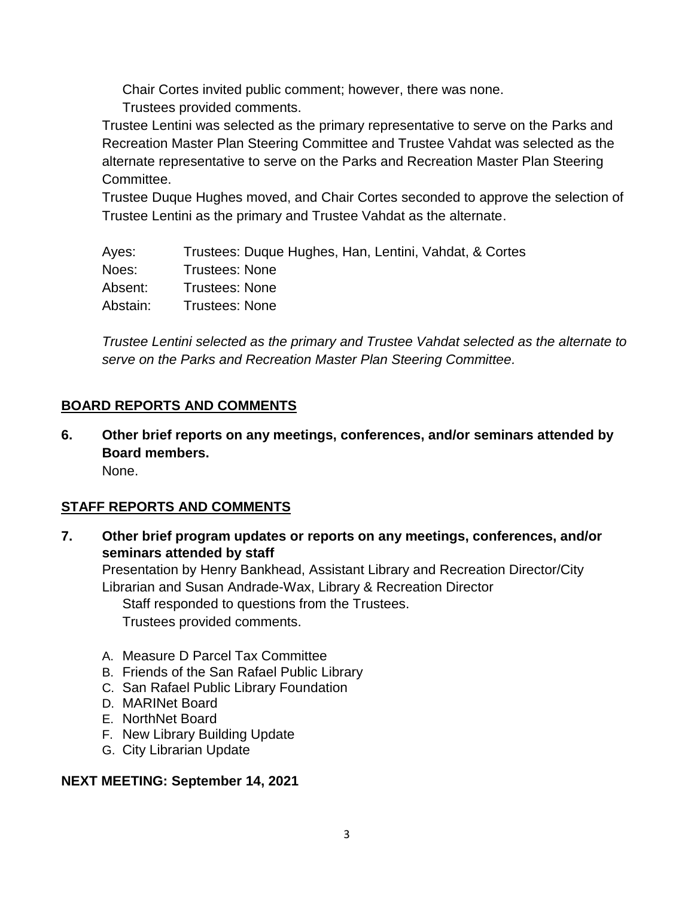Chair Cortes invited public comment; however, there was none.

Trustees provided comments.

Trustee Lentini was selected as the primary representative to serve on the Parks and Recreation Master Plan Steering Committee and Trustee Vahdat was selected as the alternate representative to serve on the Parks and Recreation Master Plan Steering Committee.

Trustee Duque Hughes moved, and Chair Cortes seconded to approve the selection of Trustee Lentini as the primary and Trustee Vahdat as the alternate.

| | |
|---|---|
| Ayes: | Trustees: Duque Hughes, Han, Lentini, Vahdat, & Cortes |
| Noes: | Trustees: None |
| Absent: | Trustees: None |
| Abstain: | Trustees: None |

*Trustee Lentini selected as the primary and Trustee Vahdat selected as the alternate to serve on the Parks and Recreation Master Plan Steering Committee.*

## BOARD REPORTS AND COMMENTS

**6. Other brief reports on any meetings, conferences, and/or seminars attended by Board members.**

None.

## STAFF REPORTS AND COMMENTS

**7. Other brief program updates or reports on any meetings, conferences, and/or seminars attended by staff**

Presentation by Henry Bankhead, Assistant Library and Recreation Director/City Librarian and Susan Andrade-Wax, Library & Recreation Director

Staff responded to questions from the Trustees.

Trustees provided comments.

A. Measure D Parcel Tax Committee
B. Friends of the San Rafael Public Library
C. San Rafael Public Library Foundation
D. MARINet Board
E. NorthNet Board
F. New Library Building Update
G. City Librarian Update

**NEXT MEETING: September 14, 2021**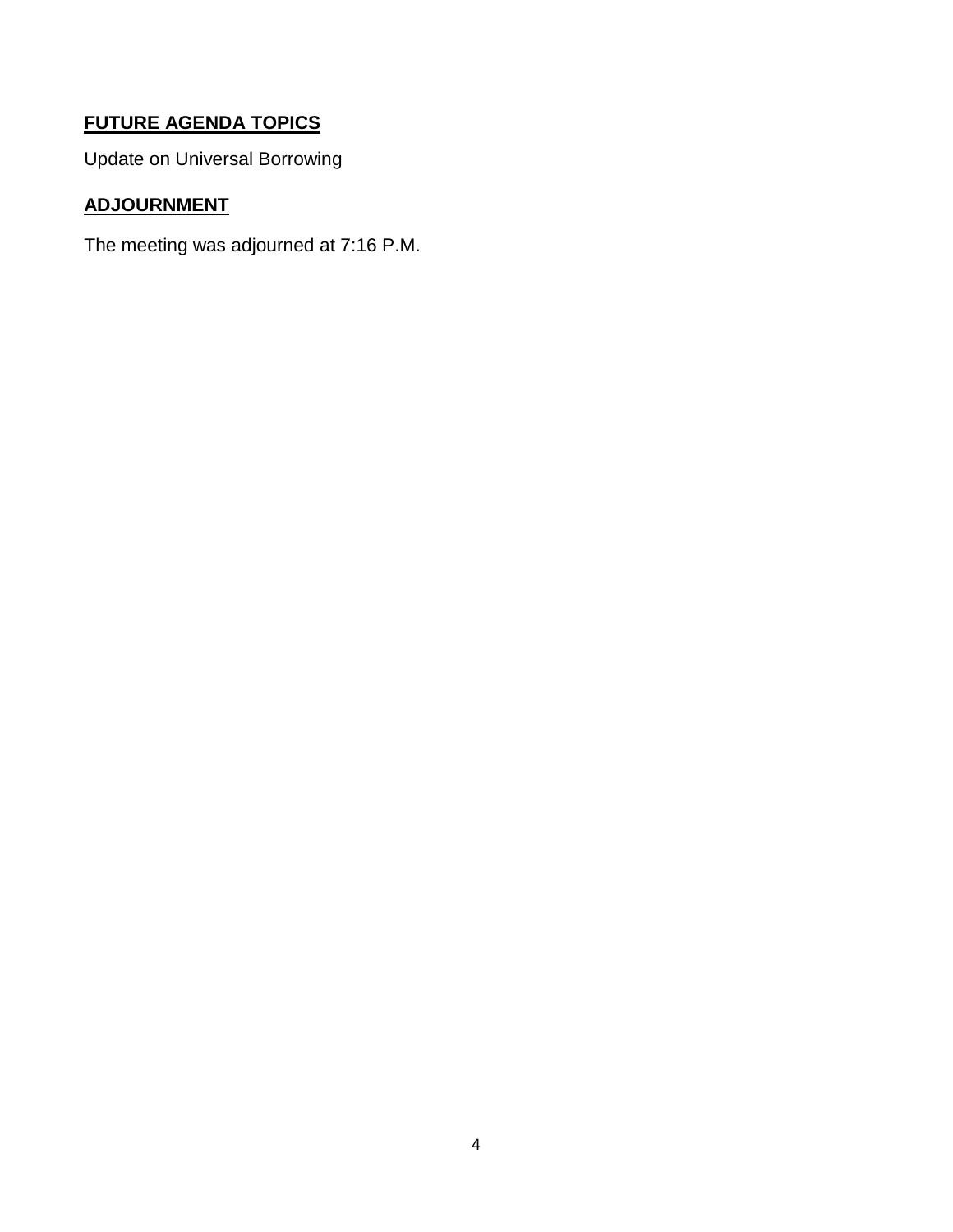## FUTURE AGENDA TOPICS

Update on Universal Borrowing

## ADJOURNMENT

The meeting was adjourned at 7:16 P.M.